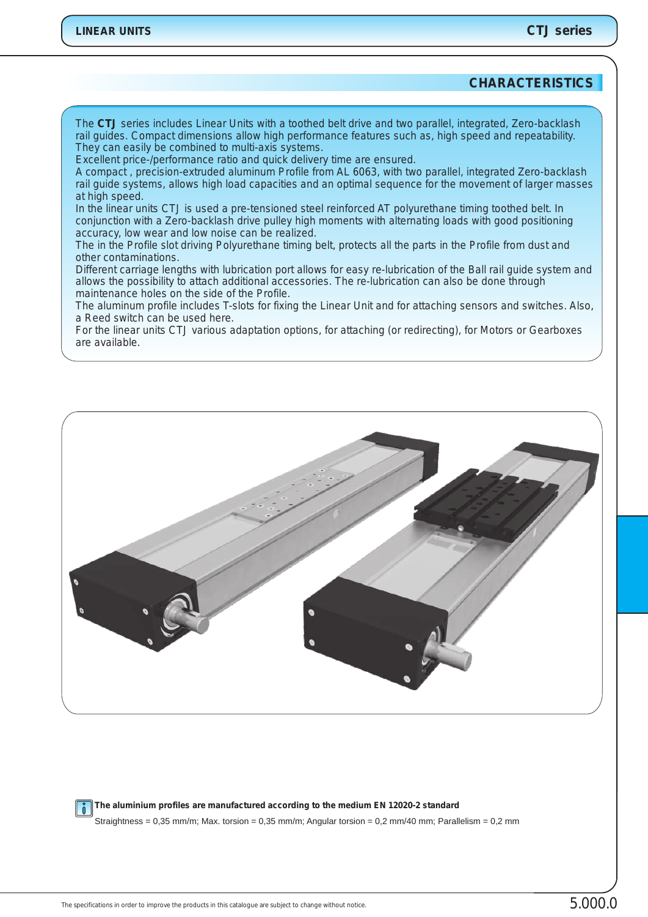## CHARACTERISTICS

The **CTJ** series includes Linear Units with a toothed belt drive and two parallel, integrated, Zero-backlash rail guides. Compact dimensions allow high performance features such as, high speed and repeatability. They can easily be combined to multi-axis systems.
Excellent price-/performance ratio and quick delivery time are ensured.
A compact , precision-extruded aluminum Profile from AL 6063, with two parallel, integrated Zero-backlash rail guide systems, allows high load capacities and an optimal sequence for the movement of larger masses at high speed.
In the linear units CTJ is used a pre-tensioned steel reinforced AT polyurethane timing toothed belt. In conjunction with a Zero-backlash drive pulley high moments with alternating loads with good positioning accuracy, low wear and low noise can be realized.
The in the Profile slot driving Polyurethane timing belt, protects all the parts in the Profile from dust and other contaminations.
Different carriage lengths with lubrication port allows for easy re-lubrication of the Ball rail guide system and allows the possibility to attach additional accessories. The re-lubrication can also be done through maintenance holes on the side of the Profile.
The aluminum profile includes T-slots for fixing the Linear Unit and for attaching sensors and switches. Also, a Reed switch can be used here.
For the linear units CTJ various adaptation options, for attaching (or redirecting), for Motors or Gearboxes are available.

**The aluminium profiles are manufactured according to the medium EN 12020-2 standard**

Straightness = 0,35 mm/m; Max. torsion = 0,35 mm/m; Angular torsion = 0,2 mm/40 mm; Parallelism = 0,2 mm

The specifications in order to improve the products in this catalogue are subject to change without notice.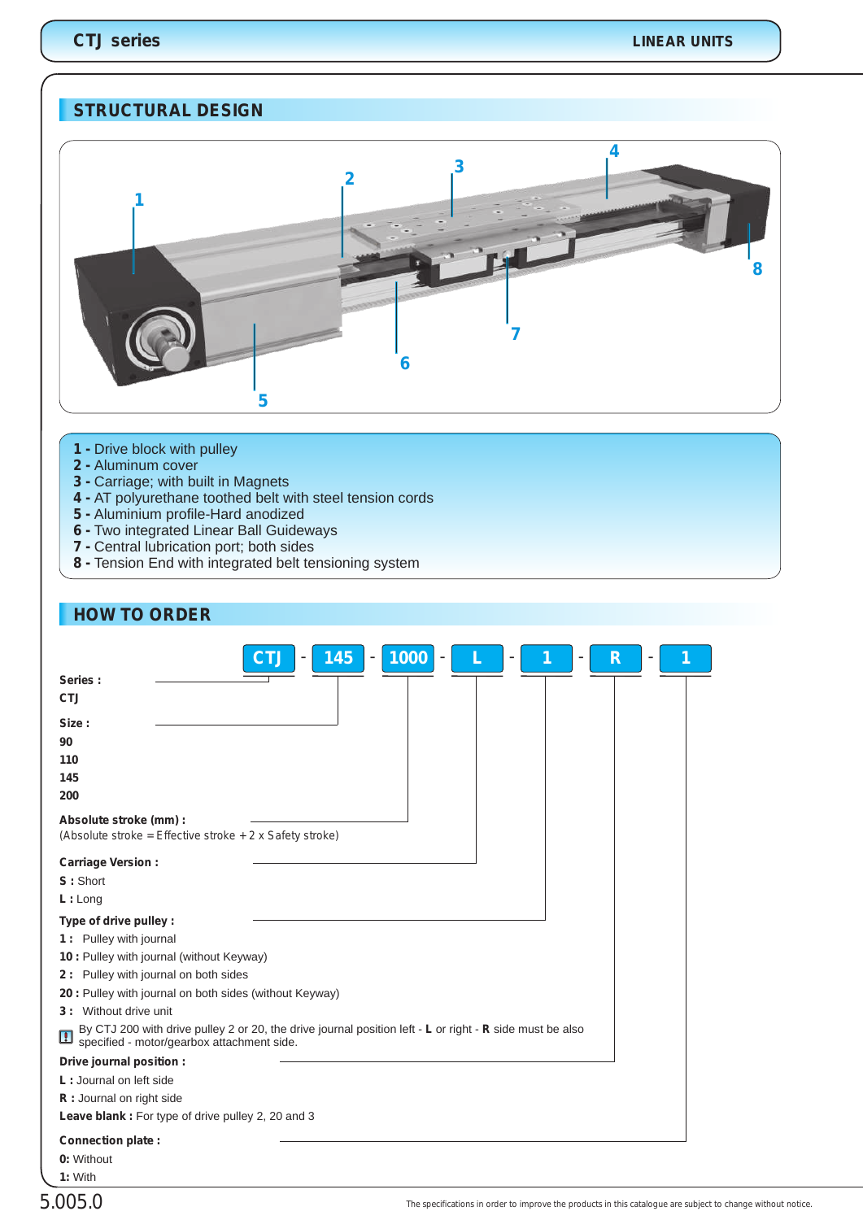## STRUCTURAL DESIGN

- **1 -** Drive block with pulley
- **2 -** Aluminum cover
- **3 -** Carriage; with built in Magnets
- **4 -** AT polyurethane toothed belt with steel tension cords
- **5 -** Aluminium profile-Hard anodized
- **6 -** Two integrated Linear Ball Guideways
- **7 -** Central lubrication port; both sides
- **8 -** Tension End with integrated belt tensioning system

## HOW TO ORDER

**CTJ - 145 - 1000 - L - 1 - R - 1**

**Series :**
CTJ

**Size :**
90
110
145
200

**Absolute stroke (mm) :**
(Absolute stroke = Effective stroke + 2 x Safety stroke)

**Carriage Version :**
**S :** Short
**L :** Long

**Type of drive pulley :**
**1 :** Pulley with journal
**10 :** Pulley with journal (without Keyway)
**2 :** Pulley with journal on both sides
**20 :** Pulley with journal on both sides (without Keyway)
**3 :** Without drive unit

By CTJ 200 with drive pulley 2 or 20, the drive journal position left - **L** or right - **R** side must be also specified - motor/gearbox attachment side.

**Drive journal position :**
**L :** Journal on left side
**R :** Journal on right side
**Leave blank :** For type of drive pulley 2, 20 and 3

**Connection plate :**
**0:** Without
**1:** With

The specifications in order to improve the products in this catalogue are subject to change without notice.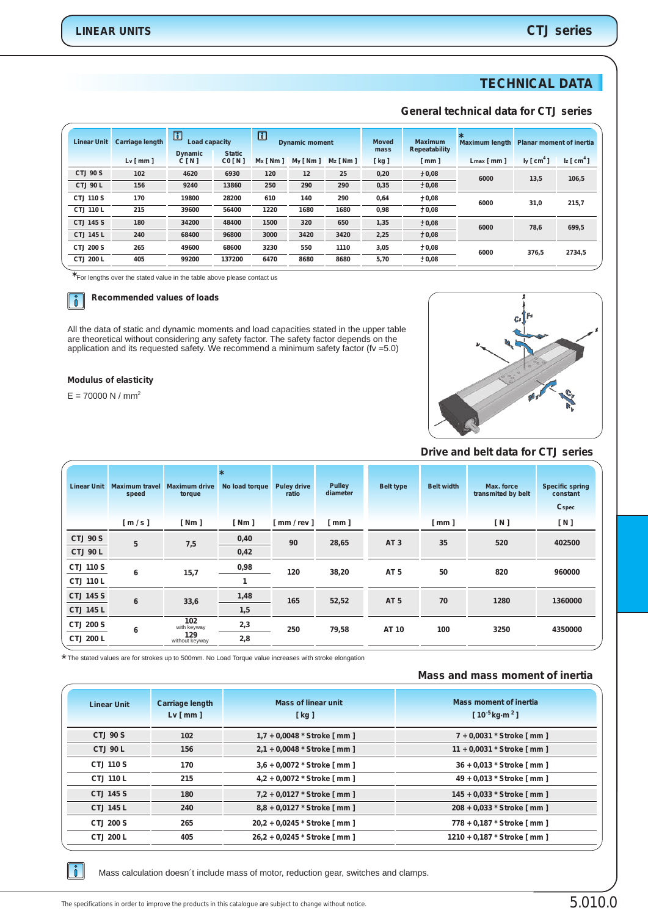# TECHNICAL DATA

## General technical data for CTJ series

| Linear Unit | Carriage length | Load capacity | | Dynamic moment | | | Moved mass | Maximum Repeatability | * Maximum length | Planar moment of inertia | |
|---|---|---|---|---|---|---|---|---|---|---|---|
| | Lv [ mm ] | Dynamic C [ N ] | Static C0 [ N ] | Mx [ Nm ] | My [ Nm ] | Mz [ Nm ] | [ kg ] | [ mm ] | Lmax [ mm ] | Iy [ cm⁴ ] | Iz [ cm⁴ ] |
| CTJ 90 S | 102 | 4620 | 6930 | 120 | 12 | 25 | 0,20 | ± 0,08 | 6000 | 13,5 | 106,5 |
| CTJ 90 L | 156 | 9240 | 13860 | 250 | 290 | 290 | 0,35 | ± 0,08 | | | |
| CTJ 110 S | 170 | 19800 | 28200 | 610 | 140 | 290 | 0,64 | ± 0,08 | 6000 | 31,0 | 215,7 |
| CTJ 110 L | 215 | 39600 | 56400 | 1220 | 1680 | 1680 | 0,98 | ± 0,08 | | | |
| CTJ 145 S | 180 | 34200 | 48400 | 1500 | 320 | 650 | 1,35 | ± 0,08 | 6000 | 78,6 | 699,5 |
| CTJ 145 L | 240 | 68400 | 96800 | 3000 | 3420 | 3420 | 2,25 | ± 0,08 | | | |
| CTJ 200 S | 265 | 49600 | 68600 | 3230 | 550 | 1110 | 3,05 | ± 0,08 | 6000 | 376,5 | 2734,5 |
| CTJ 200 L | 405 | 99200 | 137200 | 6470 | 8680 | 8680 | 5,70 | ± 0,08 | | | |

*For lengths over the stated value in the table above please contact us

### Recommended values of loads

All the data of static and dynamic moments and load capacities stated in the upper table are theoretical without considering any safety factor. The safety factor depends on the application and its requested safety. We recommend a minimum safety factor (fv =5.0)

### Modulus of elasticity

E = 70000 N / mm²

## Drive and belt data for CTJ series

| Linear Unit | Maximum travel speed | Maximum drive torque | * No load torque | Puley drive ratio | Pulley diameter | Belt type | Belt width | Max. force transmited by belt | Specific spring constant $C_{spec}$ |
|---|---|---|---|---|---|---|---|---|---|
| | [ m / s ] | [ Nm ] | [ Nm ] | [ mm / rev ] | [ mm ] | | [ mm ] | [ N ] | [ N ] |
| CTJ 90 S | 5 | 7,5 | 0,40 | 90 | 28,65 | AT 3 | 35 | 520 | 402500 |
| CTJ 90 L | | | 0,42 | | | | | | |
| CTJ 110 S | 6 | 15,7 | 0,98 | 120 | 38,20 | AT 5 | 50 | 820 | 960000 |
| CTJ 110 L | | | 1 | | | | | | |
| CTJ 145 S | 6 | 33,6 | 1,48 | 165 | 52,52 | AT 5 | 70 | 1280 | 1360000 |
| CTJ 145 L | | | 1,5 | | | | | | |
| CTJ 200 S | 6 | 102 with keyway / 129 without keyway | 2,3 | 250 | 79,58 | AT 10 | 100 | 3250 | 4350000 |
| CTJ 200 L | | | 2,8 | | | | | | |

*The stated values are for strokes up to 500mm. No Load Torque value increases with stroke elongation

## Mass and mass moment of inertia

| Linear Unit | Carriage length Lv [ mm ] | Mass of linear unit [ kg ] | Mass moment of inertia [ $10^{-5}$ kg·m² ] |
|---|---|---|---|
| CTJ 90 S | 102 | 1,7 + 0,0048 * Stroke [ mm ] | 7 + 0,0031 * Stroke [ mm ] |
| CTJ 90 L | 156 | 2,1 + 0,0048 * Stroke [ mm ] | 11 + 0,0031 * Stroke [ mm ] |
| CTJ 110 S | 170 | 3,6 + 0,0072 * Stroke [ mm ] | 36 + 0,013 * Stroke [ mm ] |
| CTJ 110 L | 215 | 4,2 + 0,0072 * Stroke [ mm ] | 49 + 0,013 * Stroke [ mm ] |
| CTJ 145 S | 180 | 7,2 + 0,0127 * Stroke [ mm ] | 145 + 0,033 * Stroke [ mm ] |
| CTJ 145 L | 240 | 8,8 + 0,0127 * Stroke [ mm ] | 208 + 0,033 * Stroke [ mm ] |
| CTJ 200 S | 265 | 20,2 + 0,0245 * Stroke [ mm ] | 778 + 0,187 * Stroke [ mm ] |
| CTJ 200 L | 405 | 26,2 + 0,0245 * Stroke [ mm ] | 1210 + 0,187 * Stroke [ mm ] |

Mass calculation doesn´t include mass of motor, reduction gear, switches and clamps.

The specifications in order to improve the products in this catalogue are subject to change without notice.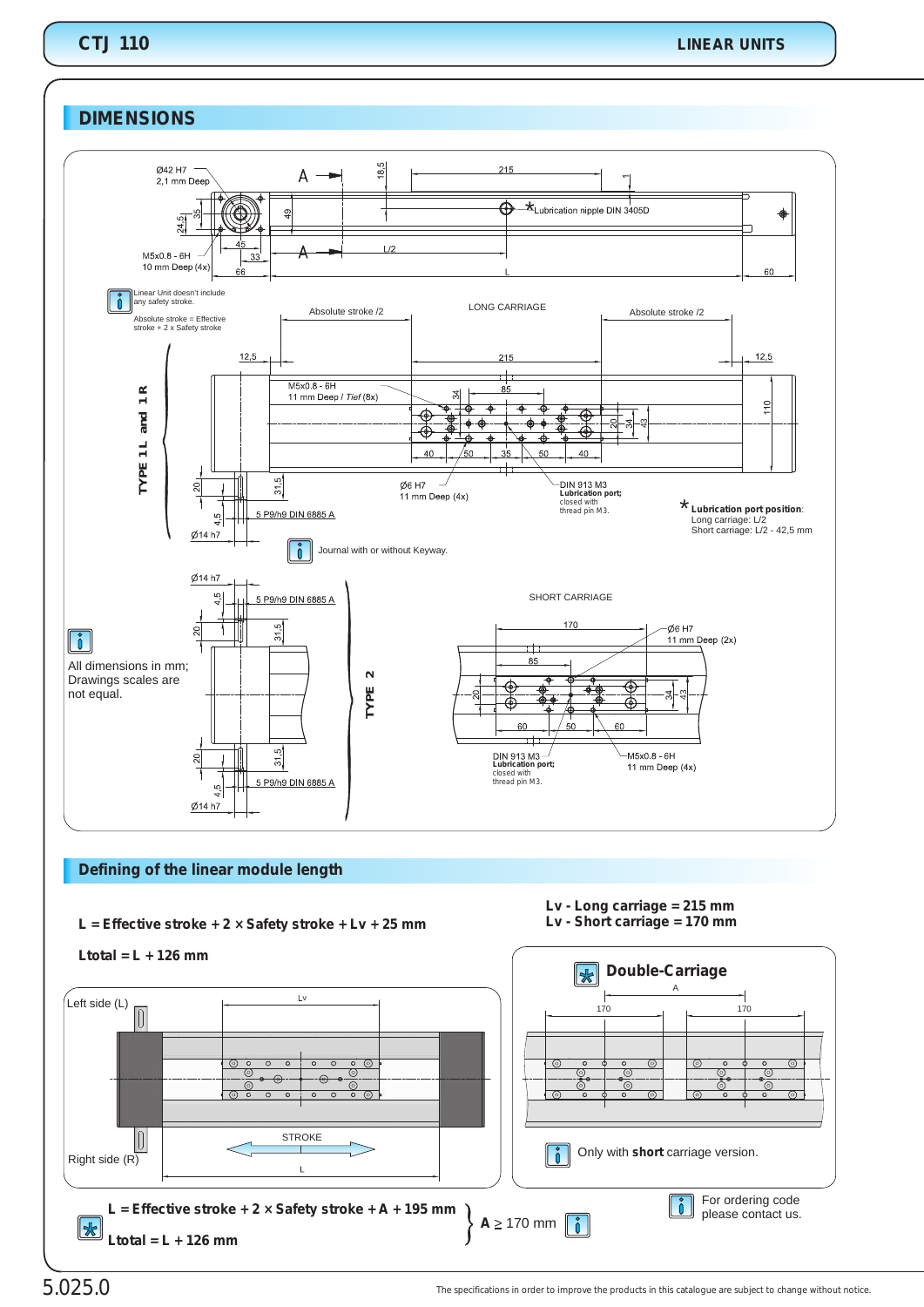# CTJ 110 — LINEAR UNITS

## DIMENSIONS

Ø42 H7
2,1 mm Deep

M5x0.8 - 6H
10 mm Deep (4x)

Lubrication nipple DIN 3405D

Linear Unit doesn't include any safety stroke.

Absolute stroke = Effective stroke + 2 x Safety stroke

LONG CARRIAGE

Absolute stroke /2

TYPE 1L and 1R

M5x0.8 - 6H
11 mm Deep / *Tief* (8x)

Ø6 H7
11 mm Deep (4x)

DIN 913 M3
**Lubrication port;**
closed with thread pin M3.

5 P9/h9 DIN 6885 A

Ø14 h7

\* **Lubrication port position**:
Long carriage: L/2
Short carriage: L/2 - 42,5 mm

Journal with or without Keyway.

All dimensions in mm;
Drawings scales are not equal.

TYPE 2

SHORT CARRIAGE

Ø6 H7
11 mm Deep (2x)

DIN 913 M3
**Lubrication port;**
closed with thread pin M3.

M5x0.8 - 6H
11 mm Deep (4x)

## Defining of the linear module length

**L = Effective stroke + 2 × Safety stroke + Lv + 25 mm**

**Ltotal = L + 126 mm**

**Lv - Long carriage = 215 mm**
**Lv - Short carriage = 170 mm**

Left side (L)

Right side (R)

STROKE

### Double-Carriage

Only with **short** carriage version.

**L = Effective stroke + 2 × Safety stroke + A + 195 mm**

**Ltotal = L + 126 mm**

**A** ≥ 170 mm

For ordering code please contact us.

5.025.0

The specifications in order to improve the products in this catalogue are subject to change without notice.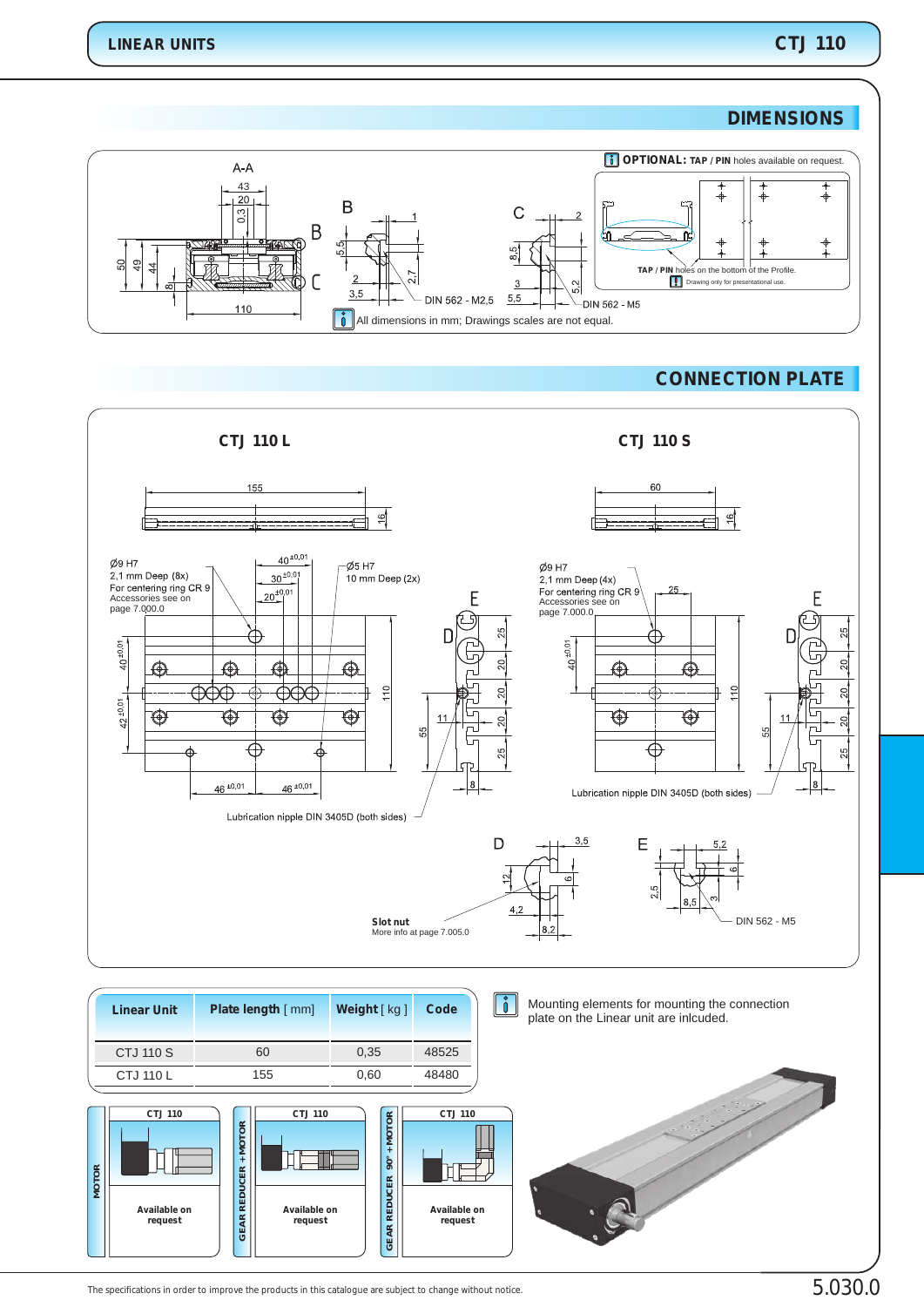## DIMENSIONS

A-A

43
20
0,3
50
49
44
8
110

B
1
5,5
2
2,7
3,5
DIN 562 - M2,5

C
2
8,5
3
5,2
5,5
DIN 562 - M5

**OPTIONAL: TAP / PIN** holes available on request.

**TAP / PIN** holes on the bottom of the Profile.

Drawing only for presentational use.

All dimensions in mm; Drawings scales are not equal.

## CONNECTION PLATE

### CTJ 110 L

155
16

Ø9 H7
2,1 mm Deep (8x)
For centering ring CR 9
Accessories see on page 7.000.0

40 ±0,01
30 ±0,01
20 ±0,01

Ø5 H7
10 mm Deep (2x)

40 ±0,01
42 ±0,01
110
46 ±0,01
46 ±0,01

E
D
25
20
20
20
25
55
11
8

Lubrication nipple DIN 3405D (both sides)

### CTJ 110 S

60
16

Ø9 H7
2,1 mm Deep (4x)
For centering ring CR 9
Accessories see on page 7.000.0

25
40 ±0,01
110

E
D
25
20
20
20
25
55
11
8

Lubrication nipple DIN 3405D (both sides)

D
3,5
12
6
4,2
8,2

**Slot nut**
More info at page 7.005.0

E
5,2
6
2,5
8,5
3
DIN 562 - M5

| Linear Unit | Plate length [ mm] | Weight [ kg ] | Code |
|---|---|---|---|
| CTJ 110 S | 60 | 0,35 | 48525 |
| CTJ 110 L | 155 | 0,60 | 48480 |

Mounting elements for mounting the connection plate on the Linear unit are inlcuded.

| MOTOR | GEAR REDUCER + MOTOR | GEAR REDUCER 90° + MOTOR |
|---|---|---|
| CTJ 110 | CTJ 110 | CTJ 110 |
| Available on request | Available on request | Available on request |

The specifications in order to improve the products in this catalogue are subject to change without notice.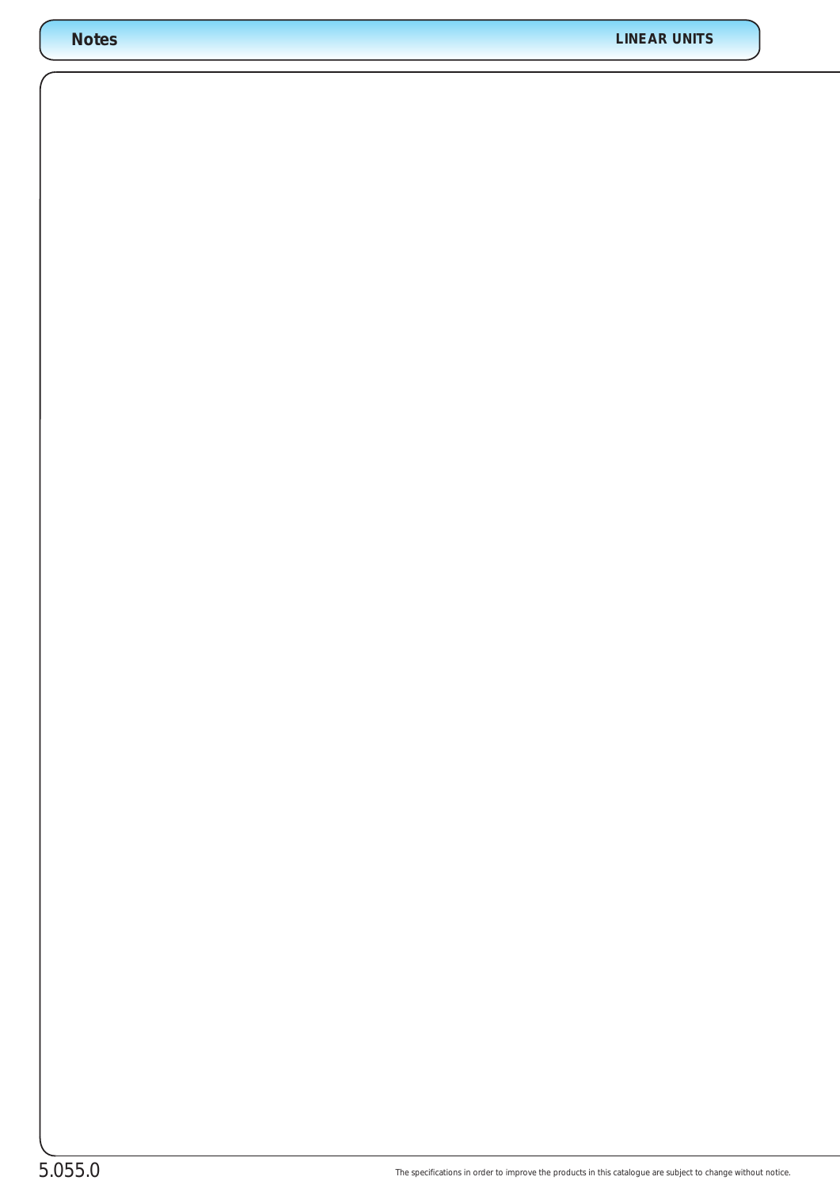# Notes